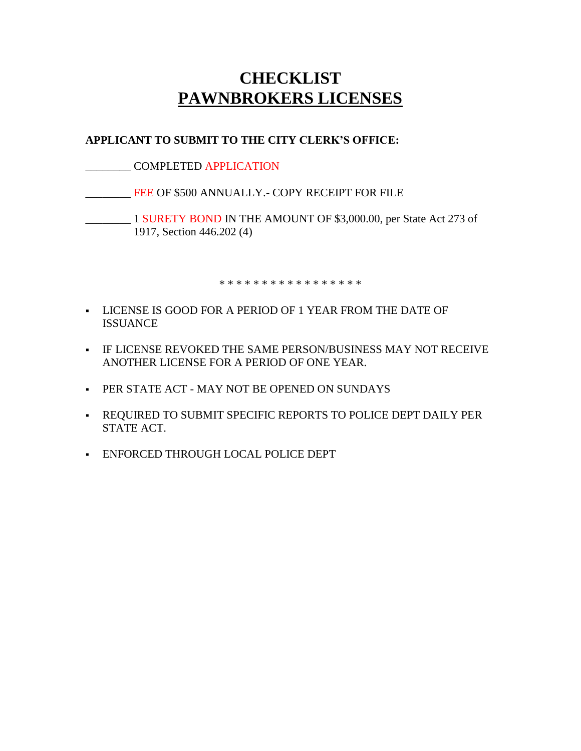# CHECKLIST
# PAWNBROKERS LICENSES

**APPLICANT TO SUBMIT TO THE CITY CLERK'S OFFICE:**

________ COMPLETED APPLICATION

________ FEE OF $500 ANNUALLY.- COPY RECEIPT FOR FILE

________ 1 SURETY BOND IN THE AMOUNT OF $3,000.00, per State Act 273 of 1917, Section 446.202 (4)

* * * * * * * * * * * * * * * * *

- LICENSE IS GOOD FOR A PERIOD OF 1 YEAR FROM THE DATE OF ISSUANCE
- IF LICENSE REVOKED THE SAME PERSON/BUSINESS MAY NOT RECEIVE ANOTHER LICENSE FOR A PERIOD OF ONE YEAR.
- PER STATE ACT - MAY NOT BE OPENED ON SUNDAYS
- REQUIRED TO SUBMIT SPECIFIC REPORTS TO POLICE DEPT DAILY PER STATE ACT.
- ENFORCED THROUGH LOCAL POLICE DEPT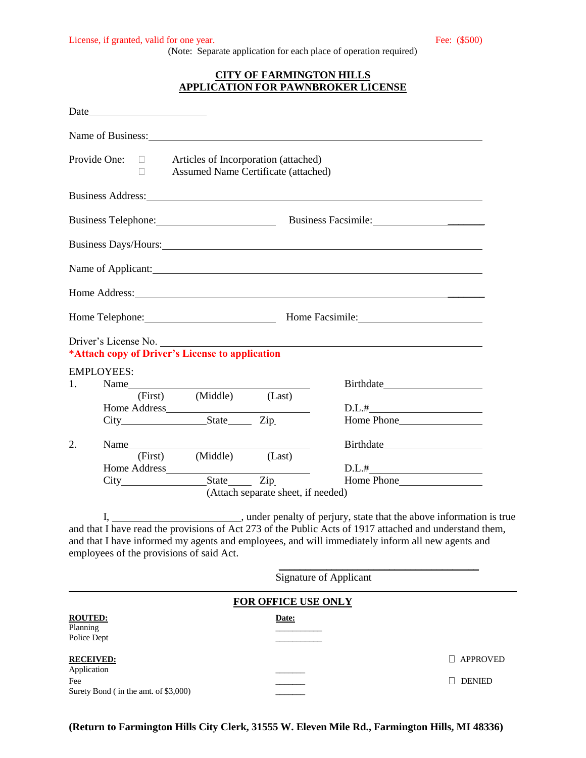License, if granted, valid for one year. Fee: ($500)

(Note: Separate application for each place of operation required)

# CITY OF FARMINGTON HILLS
# APPLICATION FOR PAWNBROKER LICENSE

Date______________________

Name of Business:______________________________________________________________

Provide One: ☐ Articles of Incorporation (attached)
☐ Assumed Name Certificate (attached)

Business Address:______________________________________________________________

Business Telephone:______________________ Business Facsimile:______________________

Business Days/Hours:____________________________________________________________

Name of Applicant:______________________________________________________________

Home Address:_________________________________________________________________

Home Telephone:______________________ Home Facsimile:______________________

Driver's License No. _____________________________________________________________

***Attach copy of Driver's License to application**

EMPLOYEES:

1. Name______________________________ Birthdate__________________
   (First) (Middle) (Last)
   Home Address__________________________ D.L.#______________________
   City________________State_____ Zip Home Phone_________________

2. Name______________________________ Birthdate__________________
   (First) (Middle) (Last)
   Home Address__________________________ D.L.#______________________
   City________________State_____ Zip Home Phone_________________

(Attach separate sheet, if needed)

I, ________________________, under penalty of perjury, state that the above information is true and that I have read the provisions of Act 273 of the Public Acts of 1917 attached and understand them, and that I have informed my agents and employees, and will immediately inform all new agents and employees of the provisions of said Act.

_____________________________________
Signature of Applicant

## FOR OFFICE USE ONLY

**ROUTED:** **Date:**
Planning __________
Police Dept __________

**RECEIVED:**
Application _______
Fee _______
Surety Bond ( in the amt. of $3,000) _______

☐ APPROVED

☐ DENIED

**(Return to Farmington Hills City Clerk, 31555 W. Eleven Mile Rd., Farmington Hills, MI 48336)**